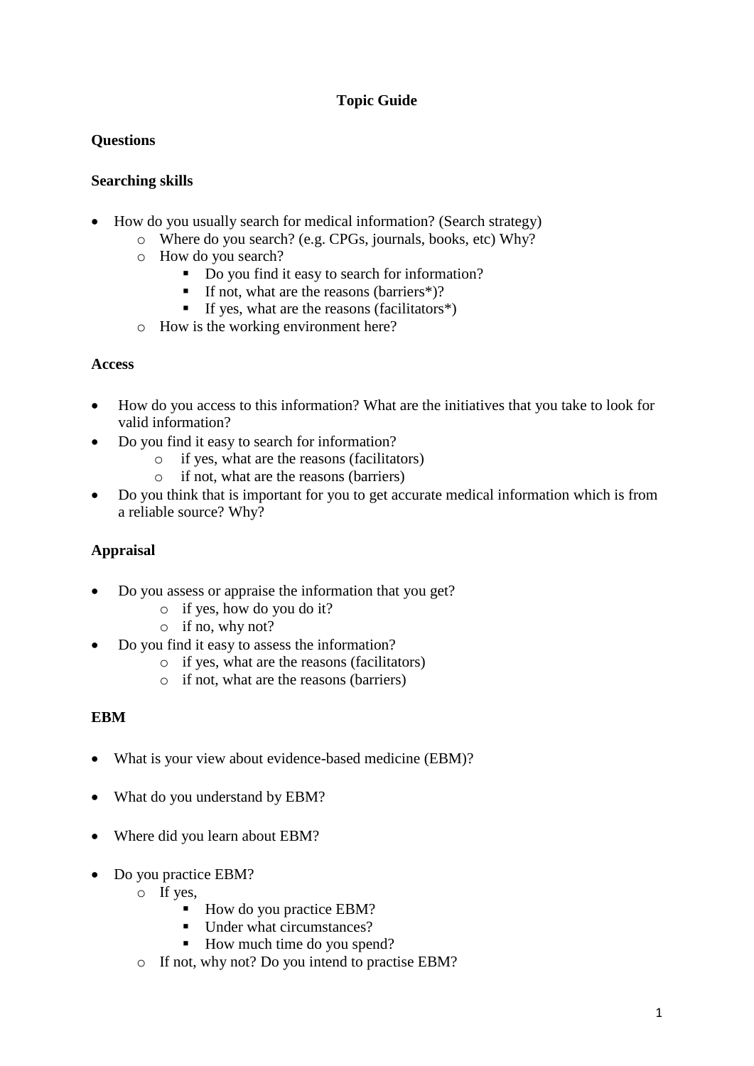# Topic Guide

## Questions

### Searching skills

- How do you usually search for medical information? (Search strategy)
  - Where do you search? (e.g. CPGs, journals, books, etc) Why?
  - How do you search?
    - Do you find it easy to search for information?
    - If not, what are the reasons (barriers*)?
    - If yes, what are the reasons (facilitators*)
  - How is the working environment here?

### Access

- How do you access to this information? What are the initiatives that you take to look for valid information?
- Do you find it easy to search for information?
  - if yes, what are the reasons (facilitators)
  - if not, what are the reasons (barriers)
- Do you think that is important for you to get accurate medical information which is from a reliable source? Why?

### Appraisal

- Do you assess or appraise the information that you get?
  - if yes, how do you do it?
  - if no, why not?
- Do you find it easy to assess the information?
  - if yes, what are the reasons (facilitators)
  - if not, what are the reasons (barriers)

### EBM

- What is your view about evidence-based medicine (EBM)?
- What do you understand by EBM?
- Where did you learn about EBM?
- Do you practice EBM?
  - If yes,
    - How do you practice EBM?
    - Under what circumstances?
    - How much time do you spend?
  - If not, why not? Do you intend to practise EBM?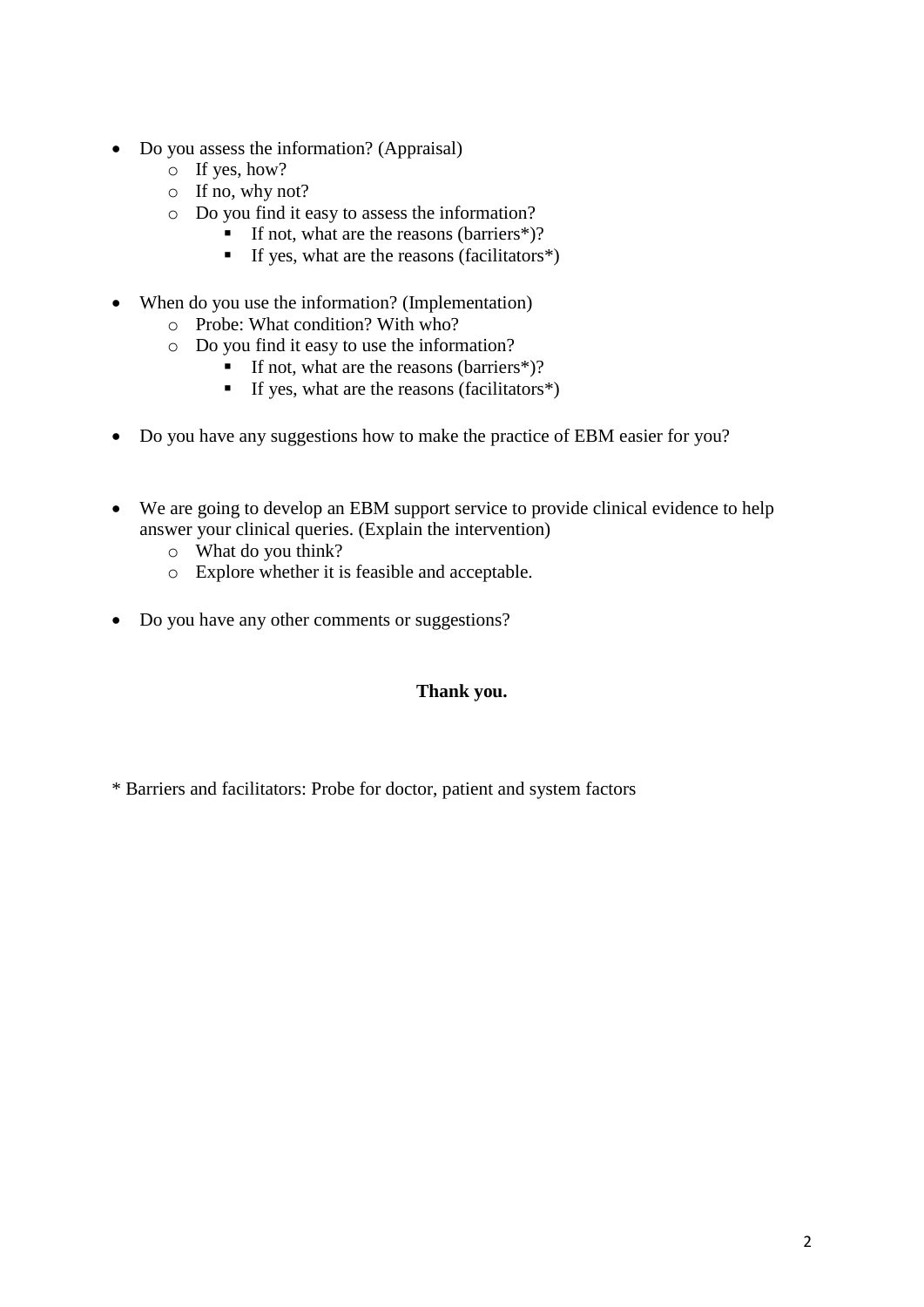- Do you assess the information? (Appraisal)
    - If yes, how?
    - If no, why not?
    - Do you find it easy to assess the information?
        - If not, what are the reasons (barriers*)?
        - If yes, what are the reasons (facilitators*)

- When do you use the information? (Implementation)
    - Probe: What condition? With who?
    - Do you find it easy to use the information?
        - If not, what are the reasons (barriers*)?
        - If yes, what are the reasons (facilitators*)

- Do you have any suggestions how to make the practice of EBM easier for you?

- We are going to develop an EBM support service to provide clinical evidence to help answer your clinical queries. (Explain the intervention)
    - What do you think?
    - Explore whether it is feasible and acceptable.

- Do you have any other comments or suggestions?

**Thank you.**

* Barriers and facilitators: Probe for doctor, patient and system factors